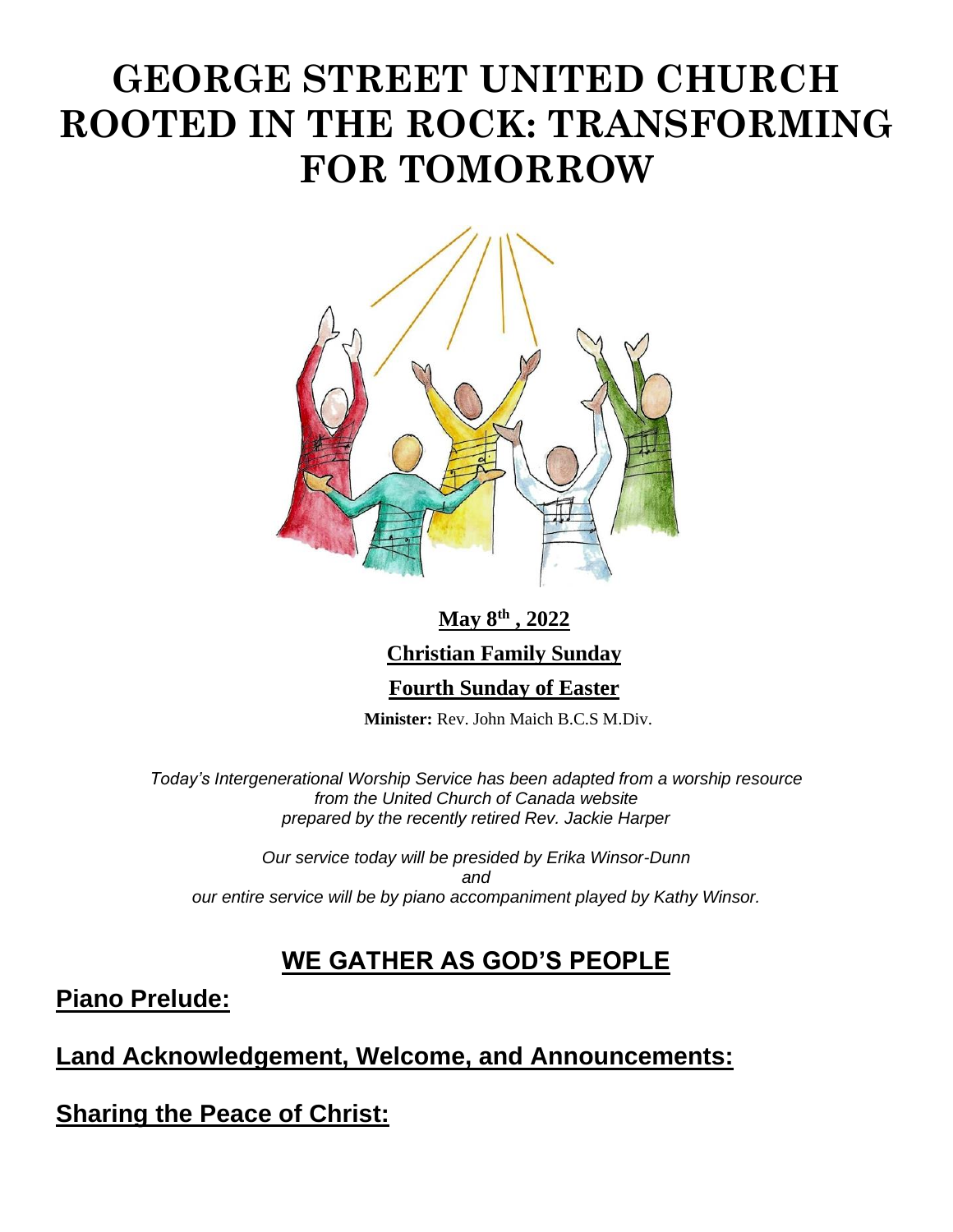# GEORGE STREET UNITED CHURCH ROOTED IN THE ROCK: TRANSFORMING FOR TOMORROW

**May 8th , 2022**

**Christian Family Sunday**

**Fourth Sunday of Easter**

**Minister:** Rev. John Maich B.C.S M.Div.

*Today's Intergenerational Worship Service has been adapted from a worship resource from the United Church of Canada website prepared by the recently retired Rev. Jackie Harper*

*Our service today will be presided by Erika Winsor-Dunn and our entire service will be by piano accompaniment played by Kathy Winsor.*

## WE GATHER AS GOD'S PEOPLE

**Piano Prelude:**

**Land Acknowledgement, Welcome, and Announcements:**

**Sharing the Peace of Christ:**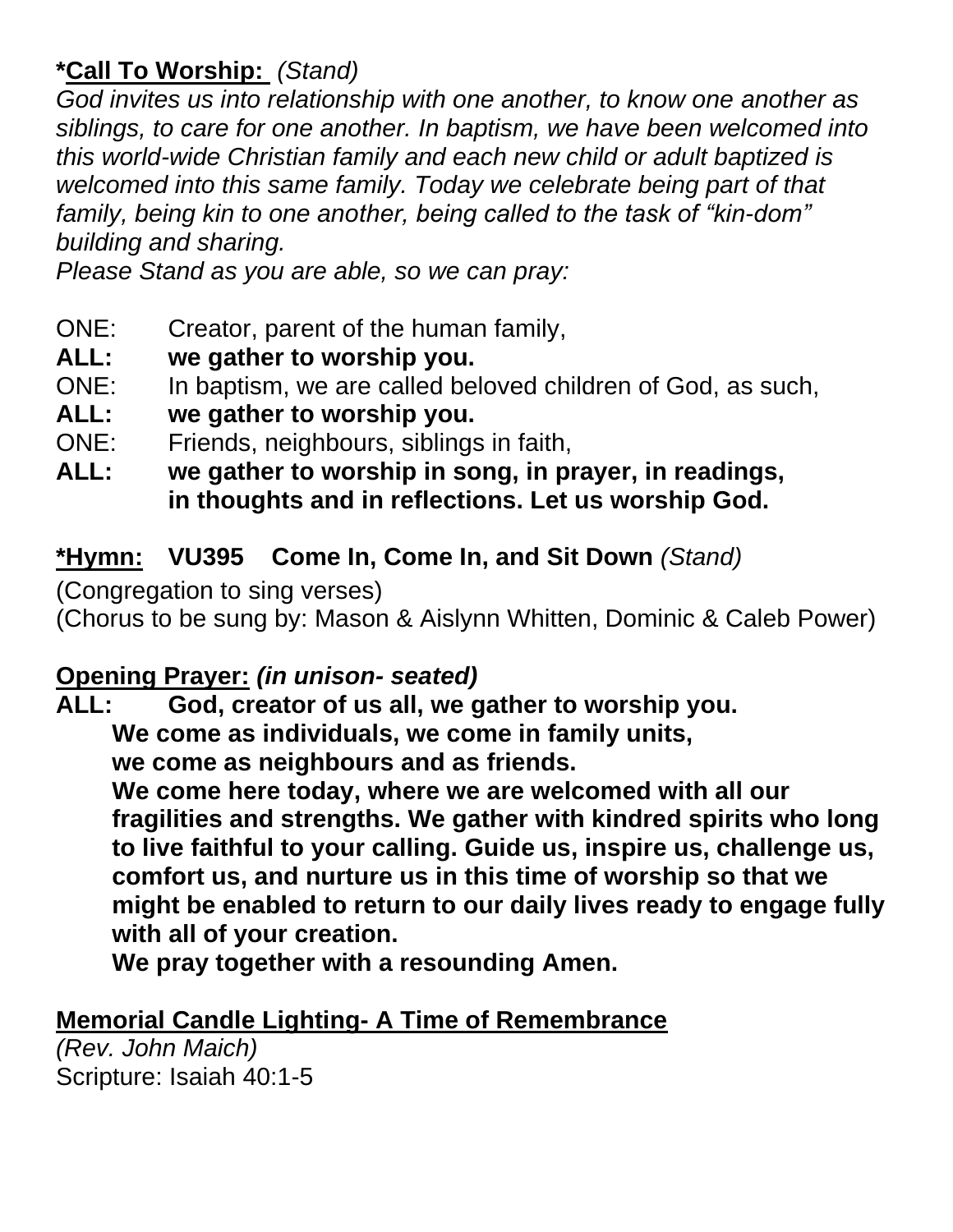**\*Call To Worship:** *(Stand)*

*God invites us into relationship with one another, to know one another as siblings, to care for one another. In baptism, we have been welcomed into this world-wide Christian family and each new child or adult baptized is welcomed into this same family. Today we celebrate being part of that family, being kin to one another, being called to the task of "kin-dom" building and sharing.*

*Please Stand as you are able, so we can pray:*

ONE: Creator, parent of the human family,
**ALL: we gather to worship you.**
ONE: In baptism, we are called beloved children of God, as such,
**ALL: we gather to worship you.**
ONE: Friends, neighbours, siblings in faith,
**ALL: we gather to worship in song, in prayer, in readings, in thoughts and in reflections. Let us worship God.**

**\*Hymn: VU395 Come In, Come In, and Sit Down** *(Stand)*

(Congregation to sing verses)
(Chorus to be sung by: Mason & Aislynn Whitten, Dominic & Caleb Power)

**Opening Prayer:** ***(in unison- seated)***

**ALL: God, creator of us all, we gather to worship you.
We come as individuals, we come in family units,
we come as neighbours and as friends.
We come here today, where we are welcomed with all our fragilities and strengths. We gather with kindred spirits who long to live faithful to your calling. Guide us, inspire us, challenge us, comfort us, and nurture us in this time of worship so that we might be enabled to return to our daily lives ready to engage fully with all of your creation.
We pray together with a resounding Amen.**

**Memorial Candle Lighting- A Time of Remembrance**

*(Rev. John Maich)*
Scripture: Isaiah 40:1-5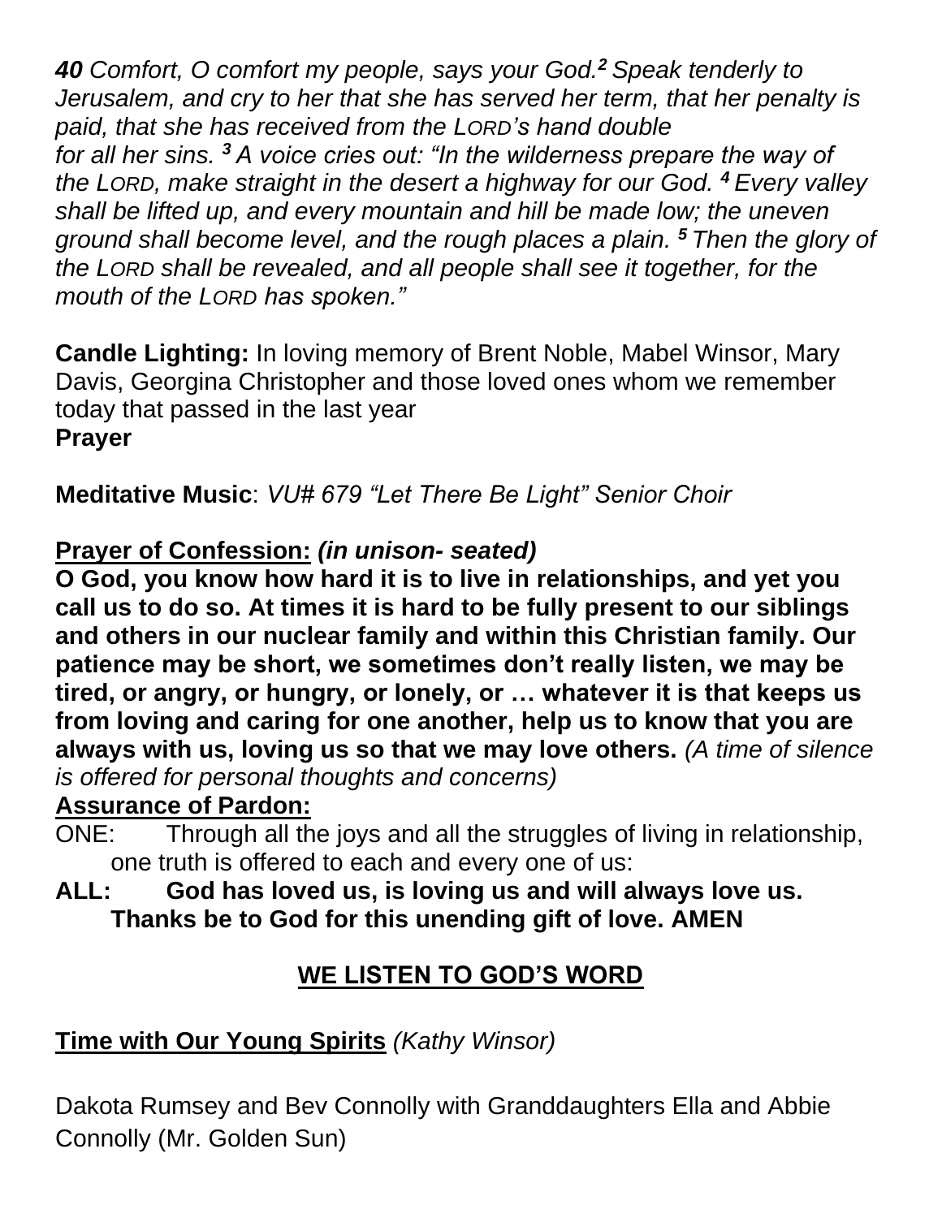***40*** *Comfort, O comfort my people, says your God.[2] Speak tenderly to Jerusalem, and cry to her that she has served her term, that her penalty is paid, that she has received from the LORD's hand double for all her sins. [3] A voice cries out: "In the wilderness prepare the way of the LORD, make straight in the desert a highway for our God. [4] Every valley shall be lifted up, and every mountain and hill be made low; the uneven ground shall become level, and the rough places a plain. [5] Then the glory of the LORD shall be revealed, and all people shall see it together, for the mouth of the LORD has spoken."*

**Candle Lighting:** In loving memory of Brent Noble, Mabel Winsor, Mary Davis, Georgina Christopher and those loved ones whom we remember today that passed in the last year
**Prayer**

**Meditative Music**: *VU# 679 "Let There Be Light" Senior Choir*

**Prayer of Confession:** ***(in unison- seated)***
**O God, you know how hard it is to live in relationships, and yet you call us to do so. At times it is hard to be fully present to our siblings and others in our nuclear family and within this Christian family. Our patience may be short, we sometimes don't really listen, we may be tired, or angry, or hungry, or lonely, or … whatever it is that keeps us from loving and caring for one another, help us to know that you are always with us, loving us so that we may love others.** *(A time of silence is offered for personal thoughts and concerns)*

**Assurance of Pardon:**
ONE: Through all the joys and all the struggles of living in relationship, one truth is offered to each and every one of us:
**ALL: God has loved us, is loving us and will always love us. Thanks be to God for this unending gift of love. AMEN**

## WE LISTEN TO GOD'S WORD

**Time with Our Young Spirits** *(Kathy Winsor)*

Dakota Rumsey and Bev Connolly with Granddaughters Ella and Abbie Connolly (Mr. Golden Sun)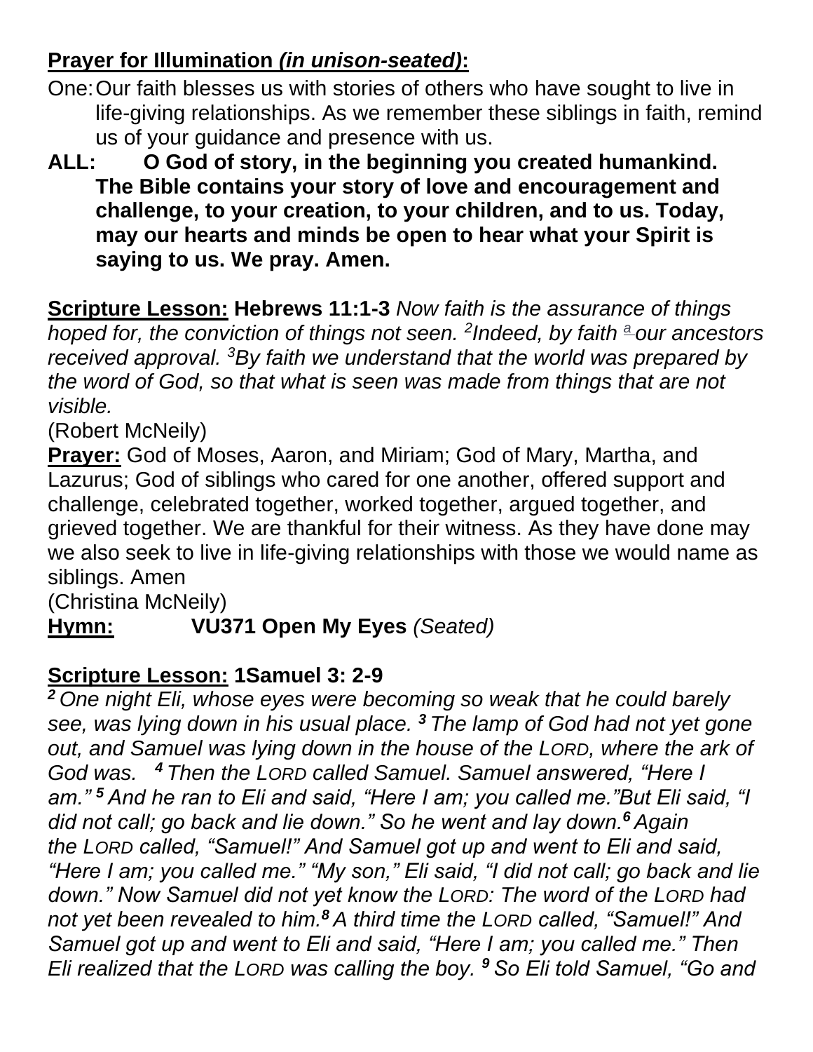**Prayer for Illumination *(in unison-seated)*:**

One: Our faith blesses us with stories of others who have sought to live in life-giving relationships. As we remember these siblings in faith, remind us of your guidance and presence with us.

**ALL: O God of story, in the beginning you created humankind. The Bible contains your story of love and encouragement and challenge, to your creation, to your children, and to us. Today, may our hearts and minds be open to hear what your Spirit is saying to us. We pray. Amen.**

**Scripture Lesson:** **Hebrews 11:1-3** *Now faith is the assurance of things hoped for, the conviction of things not seen. [2]Indeed, by faith [a] our ancestors received approval. [3]By faith we understand that the world was prepared by the word of God, so that what is seen was made from things that are not visible.*

(Robert McNeily)

**Prayer:** God of Moses, Aaron, and Miriam; God of Mary, Martha, and Lazurus; God of siblings who cared for one another, offered support and challenge, celebrated together, worked together, argued together, and grieved together. We are thankful for their witness. As they have done may we also seek to live in life-giving relationships with those we would name as siblings. Amen

(Christina McNeily)

**Hymn:** **VU371 Open My Eyes** *(Seated)*

**Scripture Lesson:** **1Samuel 3: 2-9**

***[2]*** *One night Eli, whose eyes were becoming so weak that he could barely see, was lying down in his usual place.* ***[3]*** *The lamp of God had not yet gone out, and Samuel was lying down in the house of the LORD, where the ark of God was.* ***[4]*** *Then the LORD called Samuel. Samuel answered, "Here I am."* ***[5]*** *And he ran to Eli and said, "Here I am; you called me."But Eli said, "I did not call; go back and lie down." So he went and lay down.****[6]*** *Again the LORD called, "Samuel!" And Samuel got up and went to Eli and said, "Here I am; you called me." "My son," Eli said, "I did not call; go back and lie down." Now Samuel did not yet know the LORD: The word of the LORD had not yet been revealed to him.****[8]*** *A third time the LORD called, "Samuel!" And Samuel got up and went to Eli and said, "Here I am; you called me." Then Eli realized that the LORD was calling the boy.* ***[9]*** *So Eli told Samuel, "Go and*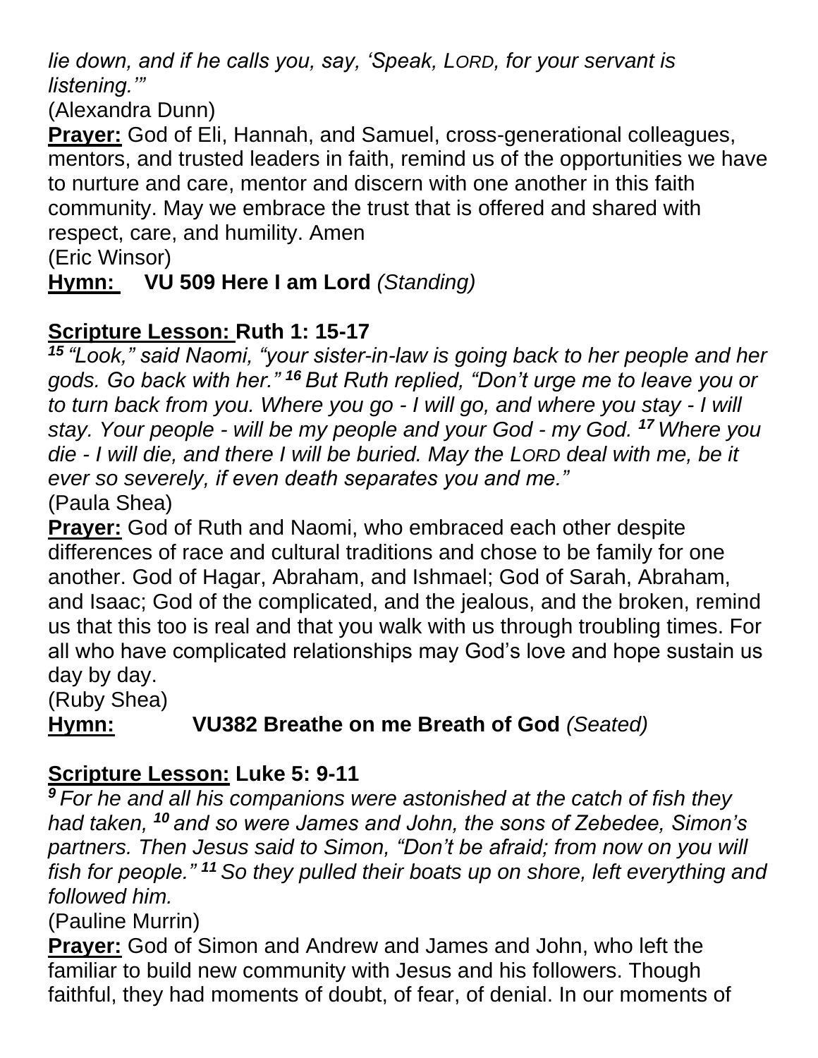*lie down, and if he calls you, say, 'Speak, LORD, for your servant is listening.'"*
(Alexandra Dunn)

**Prayer:** God of Eli, Hannah, and Samuel, cross-generational colleagues, mentors, and trusted leaders in faith, remind us of the opportunities we have to nurture and care, mentor and discern with one another in this faith community. May we embrace the trust that is offered and shared with respect, care, and humility. Amen
(Eric Winsor)

**Hymn: VU 509 Here I am Lord** *(Standing)*

**Scripture Lesson: Ruth 1: 15-17**

***15*** *"Look," said Naomi, "your sister-in-law is going back to her people and her gods. Go back with her."* ***16*** *But Ruth replied, "Don't urge me to leave you or to turn back from you. Where you go - I will go, and where you stay - I will stay. Your people - will be my people and your God - my God.* ***17*** *Where you die - I will die, and there I will be buried. May the LORD deal with me, be it ever so severely, if even death separates you and me."*
(Paula Shea)

**Prayer:** God of Ruth and Naomi, who embraced each other despite differences of race and cultural traditions and chose to be family for one another. God of Hagar, Abraham, and Ishmael; God of Sarah, Abraham, and Isaac; God of the complicated, and the jealous, and the broken, remind us that this too is real and that you walk with us through troubling times. For all who have complicated relationships may God's love and hope sustain us day by day.
(Ruby Shea)

**Hymn: VU382 Breathe on me Breath of God** *(Seated)*

**Scripture Lesson: Luke 5: 9-11**

***9*** *For he and all his companions were astonished at the catch of fish they had taken,* ***10*** *and so were James and John, the sons of Zebedee, Simon's partners. Then Jesus said to Simon, "Don't be afraid; from now on you will fish for people."* ***11*** *So they pulled their boats up on shore, left everything and followed him.*
(Pauline Murrin)

**Prayer:** God of Simon and Andrew and James and John, who left the familiar to build new community with Jesus and his followers. Though faithful, they had moments of doubt, of fear, of denial. In our moments of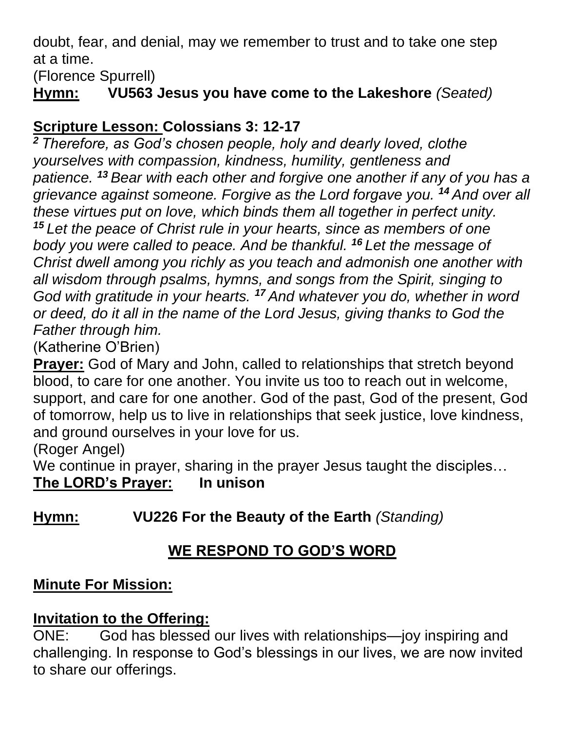doubt, fear, and denial, may we remember to trust and to take one step at a time.
(Florence Spurrell)

**Hymn:** **VU563 Jesus you have come to the Lakeshore** *(Seated)*

**Scripture Lesson: Colossians 3: 12-17**

*[2] Therefore, as God's chosen people, holy and dearly loved, clothe yourselves with compassion, kindness, humility, gentleness and patience. [13] Bear with each other and forgive one another if any of you has a grievance against someone. Forgive as the Lord forgave you. [14] And over all these virtues put on love, which binds them all together in perfect unity. [15] Let the peace of Christ rule in your hearts, since as members of one body you were called to peace. And be thankful. [16] Let the message of Christ dwell among you richly as you teach and admonish one another with all wisdom through psalms, hymns, and songs from the Spirit, singing to God with gratitude in your hearts. [17] And whatever you do, whether in word or deed, do it all in the name of the Lord Jesus, giving thanks to God the Father through him.*
(Katherine O'Brien)

**Prayer:** God of Mary and John, called to relationships that stretch beyond blood, to care for one another. You invite us too to reach out in welcome, support, and care for one another. God of the past, God of the present, God of tomorrow, help us to live in relationships that seek justice, love kindness, and ground ourselves in your love for us.
(Roger Angel)
We continue in prayer, sharing in the prayer Jesus taught the disciples…

**The LORD's Prayer:** **In unison**

**Hymn:** **VU226 For the Beauty of the Earth** *(Standing)*

## WE RESPOND TO GOD'S WORD

**Minute For Mission:**

**Invitation to the Offering:**

ONE: God has blessed our lives with relationships—joy inspiring and challenging. In response to God's blessings in our lives, we are now invited to share our offerings.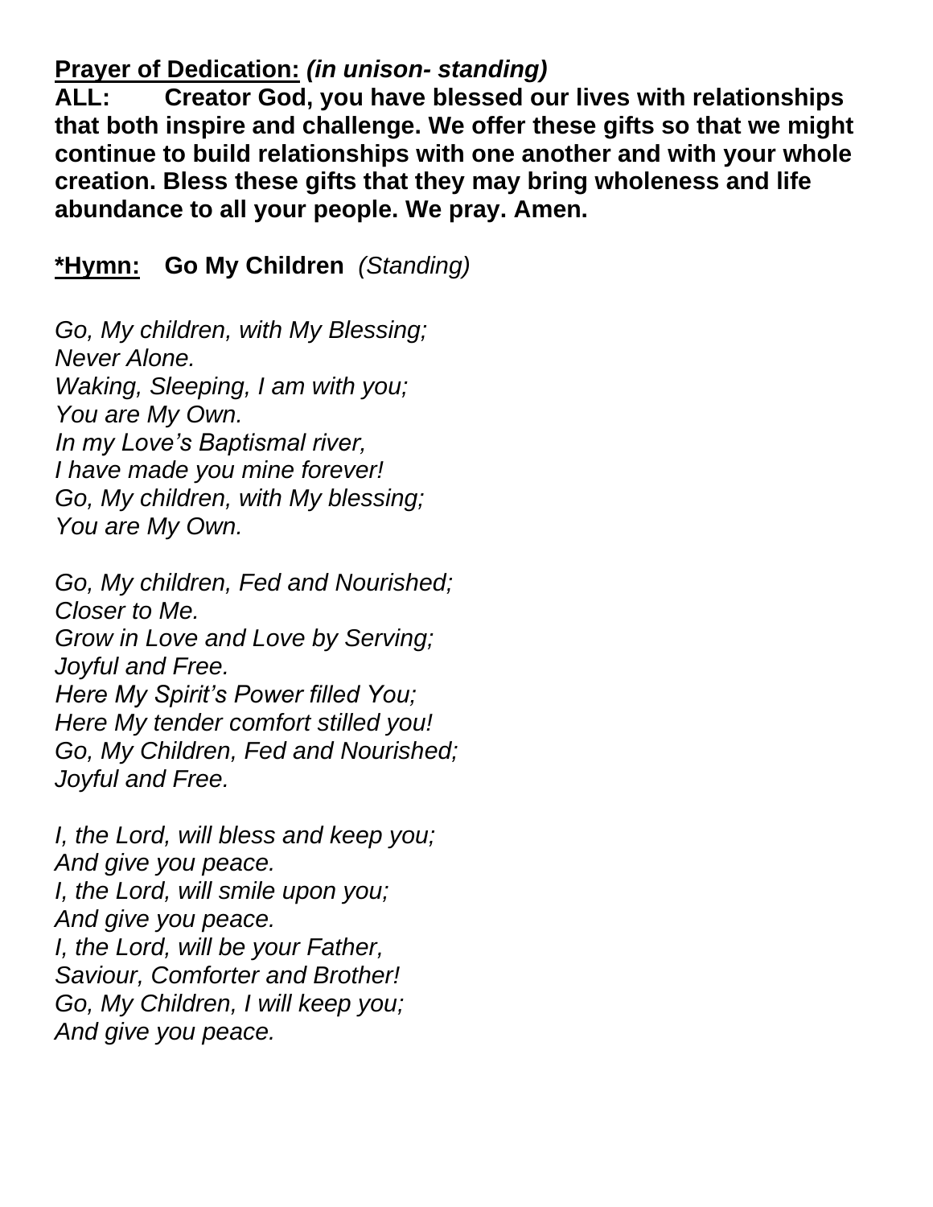**Prayer of Dedication:** ***(in unison- standing)***

**ALL: Creator God, you have blessed our lives with relationships that both inspire and challenge. We offer these gifts so that we might continue to build relationships with one another and with your whole creation. Bless these gifts that they may bring wholeness and life abundance to all your people. We pray. Amen.**

**\*Hymn: Go My Children** *(Standing)*

*Go, My children, with My Blessing;*
*Never Alone.*
*Waking, Sleeping, I am with you;*
*You are My Own.*
*In my Love's Baptismal river,*
*I have made you mine forever!*
*Go, My children, with My blessing;*
*You are My Own.*

*Go, My children, Fed and Nourished;*
*Closer to Me.*
*Grow in Love and Love by Serving;*
*Joyful and Free.*
*Here My Spirit's Power filled You;*
*Here My tender comfort stilled you!*
*Go, My Children, Fed and Nourished;*
*Joyful and Free.*

*I, the Lord, will bless and keep you;*
*And give you peace.*
*I, the Lord, will smile upon you;*
*And give you peace.*
*I, the Lord, will be your Father,*
*Saviour, Comforter and Brother!*
*Go, My Children, I will keep you;*
*And give you peace.*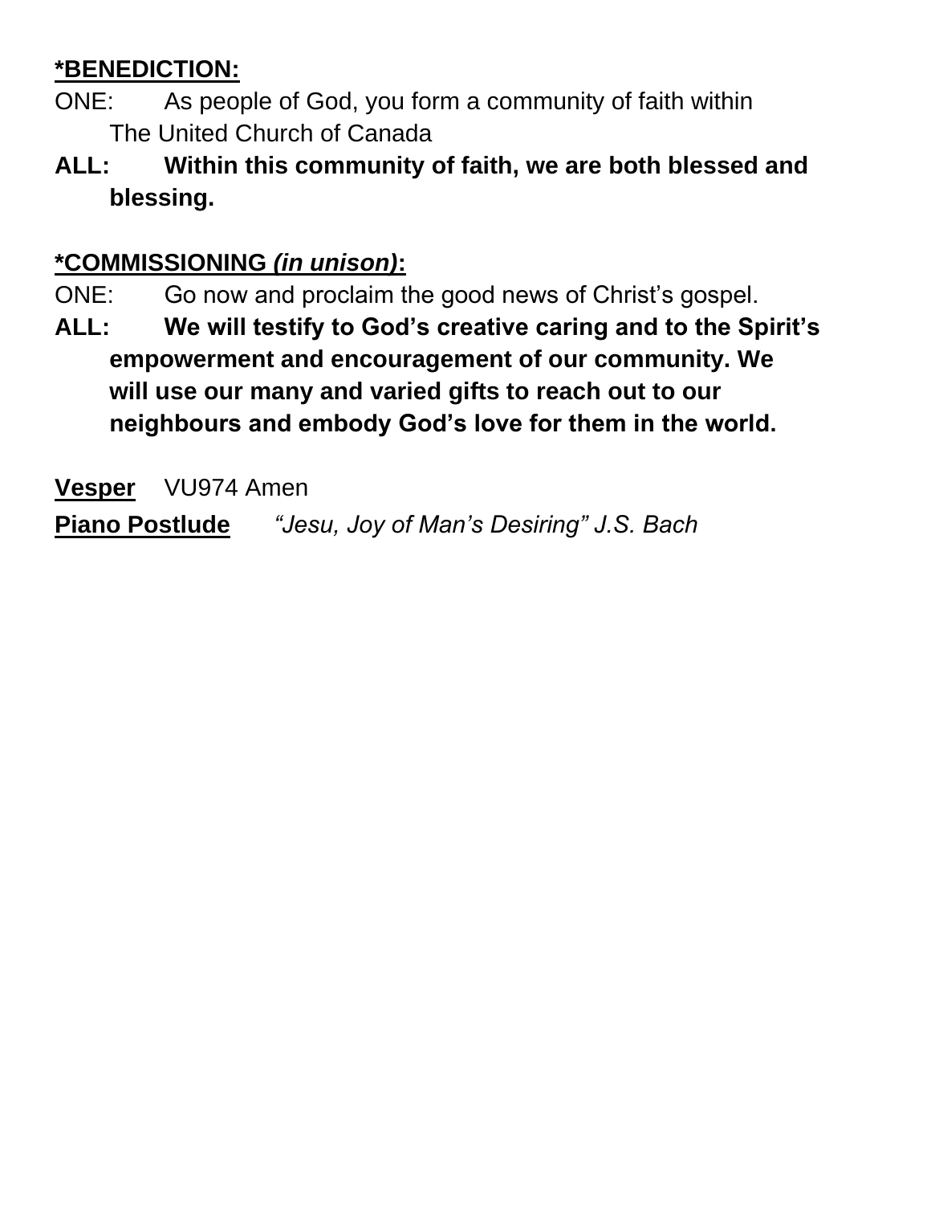**\*BENEDICTION:**

ONE: As people of God, you form a community of faith within The United Church of Canada

**ALL: Within this community of faith, we are both blessed and blessing.**

**\*COMMISSIONING *(in unison)*:**

ONE: Go now and proclaim the good news of Christ's gospel.

**ALL: We will testify to God's creative caring and to the Spirit's empowerment and encouragement of our community. We will use our many and varied gifts to reach out to our neighbours and embody God's love for them in the world.**

**Vesper** VU974 Amen

**Piano Postlude** *"Jesu, Joy of Man's Desiring" J.S. Bach*